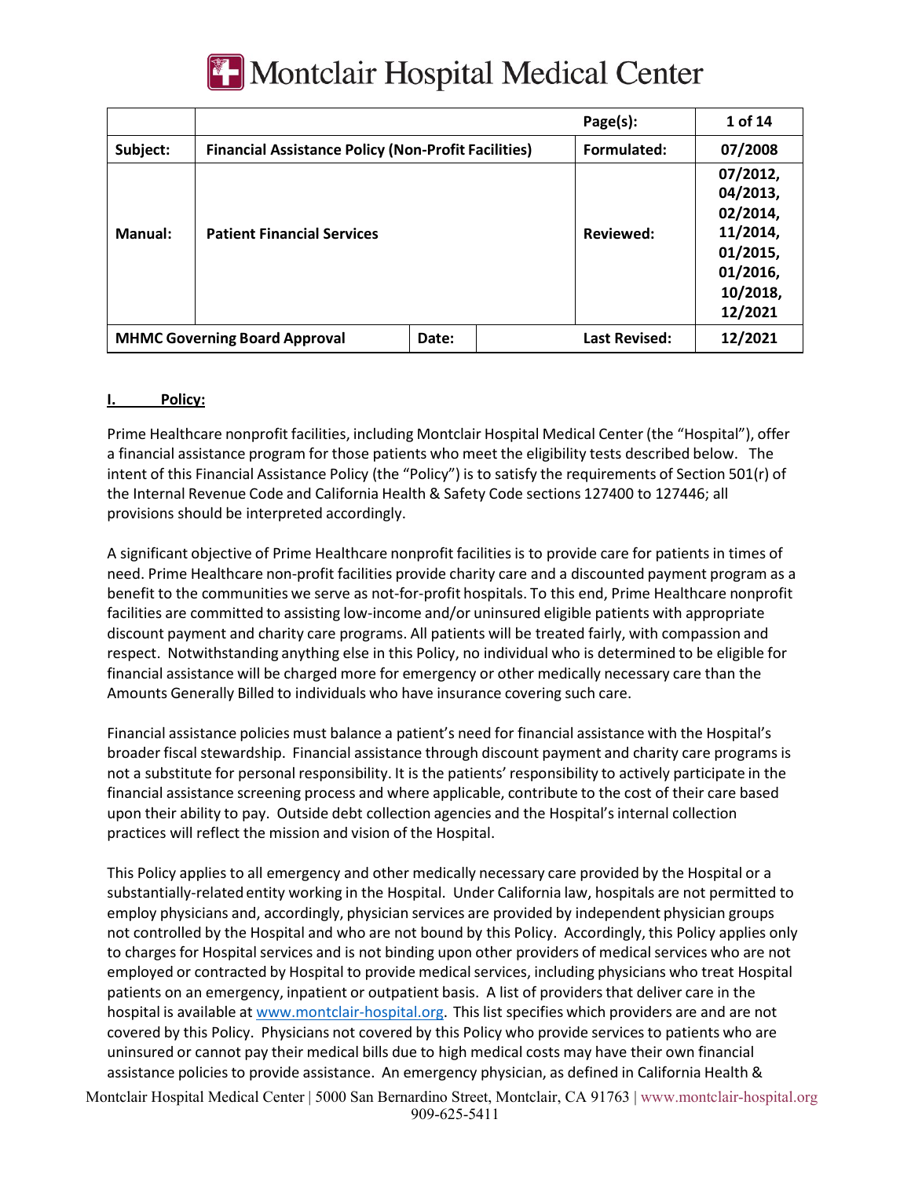# Montclair Hospital Medical Center

| | | | Page(s): | 1 of 14 |
|---|---|---|---|---|
| **Subject:** | **Financial Assistance Policy (Non-Profit Facilities)** | | **Formulated:** | **07/2008** |
| **Manual:** | **Patient Financial Services** | | **Reviewed:** | **07/2012, 04/2013, 02/2014, 11/2014, 01/2015, 01/2016, 10/2018, 12/2021** |
| **MHMC Governing Board Approval** | **Date:** | | **Last Revised:** | **12/2021** |

## I. Policy:

Prime Healthcare nonprofit facilities, including Montclair Hospital Medical Center (the "Hospital"), offer a financial assistance program for those patients who meet the eligibility tests described below. The intent of this Financial Assistance Policy (the "Policy") is to satisfy the requirements of Section 501(r) of the Internal Revenue Code and California Health & Safety Code sections 127400 to 127446; all provisions should be interpreted accordingly.

A significant objective of Prime Healthcare nonprofit facilities is to provide care for patients in times of need. Prime Healthcare non-profit facilities provide charity care and a discounted payment program as a benefit to the communities we serve as not-for-profit hospitals. To this end, Prime Healthcare nonprofit facilities are committed to assisting low-income and/or uninsured eligible patients with appropriate discount payment and charity care programs. All patients will be treated fairly, with compassion and respect. Notwithstanding anything else in this Policy, no individual who is determined to be eligible for financial assistance will be charged more for emergency or other medically necessary care than the Amounts Generally Billed to individuals who have insurance covering such care.

Financial assistance policies must balance a patient's need for financial assistance with the Hospital's broader fiscal stewardship. Financial assistance through discount payment and charity care programs is not a substitute for personal responsibility. It is the patients' responsibility to actively participate in the financial assistance screening process and where applicable, contribute to the cost of their care based upon their ability to pay. Outside debt collection agencies and the Hospital's internal collection practices will reflect the mission and vision of the Hospital.

This Policy applies to all emergency and other medically necessary care provided by the Hospital or a substantially-related entity working in the Hospital. Under California law, hospitals are not permitted to employ physicians and, accordingly, physician services are provided by independent physician groups not controlled by the Hospital and who are not bound by this Policy. Accordingly, this Policy applies only to charges for Hospital services and is not binding upon other providers of medical services, including physicians who treat Hospital patients on an emergency, inpatient or outpatient basis. A list of providers that deliver care in the hospital is available at [www.montclair-hospital.org](http://www.montclair-hospital.org). This list specifies which providers are and are not covered by this Policy. Physicians not covered by this Policy who provide services to patients who are uninsured or cannot pay their medical bills due to high medical costs may have their own financial assistance policies to provide assistance. An emergency physician, as defined in California Health &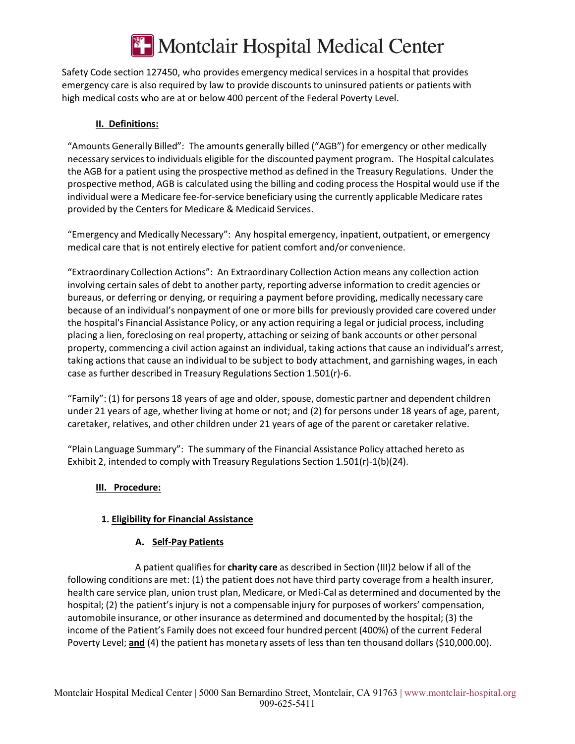Safety Code section 127450, who provides emergency medical services in a hospital that provides emergency care is also required by law to provide discounts to uninsured patients or patients with high medical costs who are at or below 400 percent of the Federal Poverty Level.

## II. Definitions:

"Amounts Generally Billed": The amounts generally billed ("AGB") for emergency or other medically necessary services to individuals eligible for the discounted payment program. The Hospital calculates the AGB for a patient using the prospective method as defined in the Treasury Regulations. Under the prospective method, AGB is calculated using the billing and coding process the Hospital would use if the individual were a Medicare fee-for-service beneficiary using the currently applicable Medicare rates provided by the Centers for Medicare & Medicaid Services.

"Emergency and Medically Necessary": Any hospital emergency, inpatient, outpatient, or emergency medical care that is not entirely elective for patient comfort and/or convenience.

"Extraordinary Collection Actions": An Extraordinary Collection Action means any collection action involving certain sales of debt to another party, reporting adverse information to credit agencies or bureaus, or deferring or denying, or requiring a payment before providing, medically necessary care because of an individual's nonpayment of one or more bills for previously provided care covered under the hospital's Financial Assistance Policy, or any action requiring a legal or judicial process, including placing a lien, foreclosing on real property, attaching or seizing of bank accounts or other personal property, commencing a civil action against an individual, taking actions that cause an individual's arrest, taking actions that cause an individual to be subject to body attachment, and garnishing wages, in each case as further described in Treasury Regulations Section 1.501(r)-6.

"Family": (1) for persons 18 years of age and older, spouse, domestic partner and dependent children under 21 years of age, whether living at home or not; and (2) for persons under 18 years of age, parent, caretaker, relatives, and other children under 21 years of age of the parent or caretaker relative.

"Plain Language Summary": The summary of the Financial Assistance Policy attached hereto as Exhibit 2, intended to comply with Treasury Regulations Section 1.501(r)-1(b)(24).

## III. Procedure:

### 1. Eligibility for Financial Assistance

#### A. Self-Pay Patients

A patient qualifies for **charity care** as described in Section (III)2 below if all of the following conditions are met: (1) the patient does not have third party coverage from a health insurer, health care service plan, union trust plan, Medicare, or Medi-Cal as determined and documented by the hospital; (2) the patient's injury is not a compensable injury for purposes of workers' compensation, automobile insurance, or other insurance as determined and documented by the hospital; (3) the income of the Patient's Family does not exceed four hundred percent (400%) of the current Federal Poverty Level; **and** (4) the patient has monetary assets of less than ten thousand dollars ($10,000.00).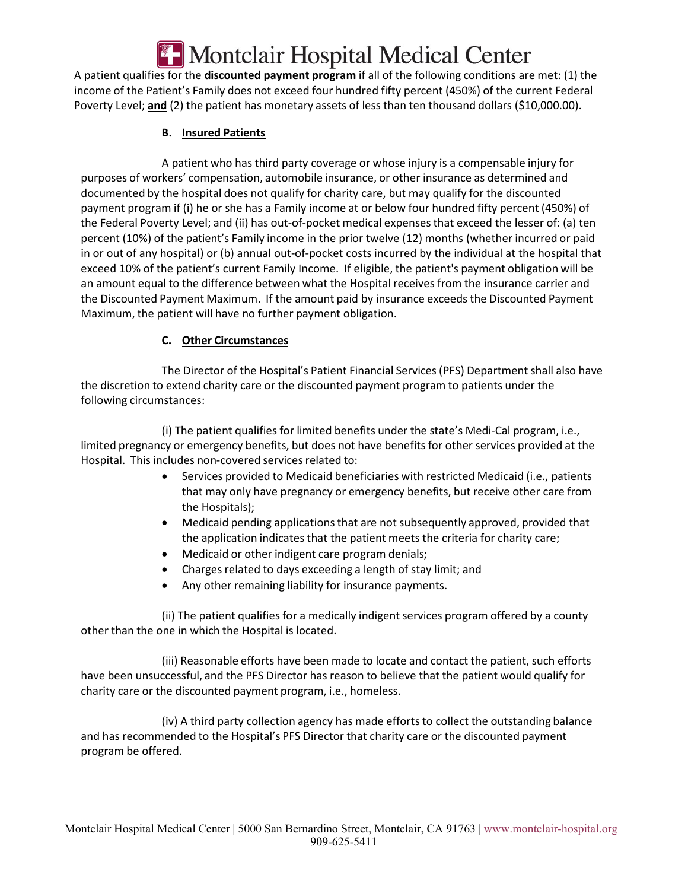A patient qualifies for the **discounted payment program** if all of the following conditions are met: (1) the income of the Patient's Family does not exceed four hundred fifty percent (450%) of the current Federal Poverty Level; **and** (2) the patient has monetary assets of less than ten thousand dollars ($10,000.00).

### B. Insured Patients

A patient who has third party coverage or whose injury is a compensable injury for purposes of workers' compensation, automobile insurance, or other insurance as determined and documented by the hospital does not qualify for charity care, but may qualify for the discounted payment program if (i) he or she has a Family income at or below four hundred fifty percent (450%) of the Federal Poverty Level; and (ii) has out-of-pocket medical expenses that exceed the lesser of: (a) ten percent (10%) of the patient's Family income in the prior twelve (12) months (whether incurred or paid in or out of any hospital) or (b) annual out-of-pocket costs incurred by the individual at the hospital that exceed 10% of the patient's current Family Income. If eligible, the patient's payment obligation will be an amount equal to the difference between what the Hospital receives from the insurance carrier and the Discounted Payment Maximum. If the amount paid by insurance exceeds the Discounted Payment Maximum, the patient will have no further payment obligation.

### C. Other Circumstances

The Director of the Hospital's Patient Financial Services (PFS) Department shall also have the discretion to extend charity care or the discounted payment program to patients under the following circumstances:

(i) The patient qualifies for limited benefits under the state's Medi-Cal program, i.e., limited pregnancy or emergency benefits, but does not have benefits for other services provided at the Hospital. This includes non-covered services related to:

- Services provided to Medicaid beneficiaries with restricted Medicaid (i.e., patients that may only have pregnancy or emergency benefits, but receive other care from the Hospitals);
- Medicaid pending applications that are not subsequently approved, provided that the application indicates that the patient meets the criteria for charity care;
- Medicaid or other indigent care program denials;
- Charges related to days exceeding a length of stay limit; and
- Any other remaining liability for insurance payments.

(ii) The patient qualifies for a medically indigent services program offered by a county other than the one in which the Hospital is located.

(iii) Reasonable efforts have been made to locate and contact the patient, such efforts have been unsuccessful, and the PFS Director has reason to believe that the patient would qualify for charity care or the discounted payment program, i.e., homeless.

(iv) A third party collection agency has made efforts to collect the outstanding balance and has recommended to the Hospital's PFS Director that charity care or the discounted payment program be offered.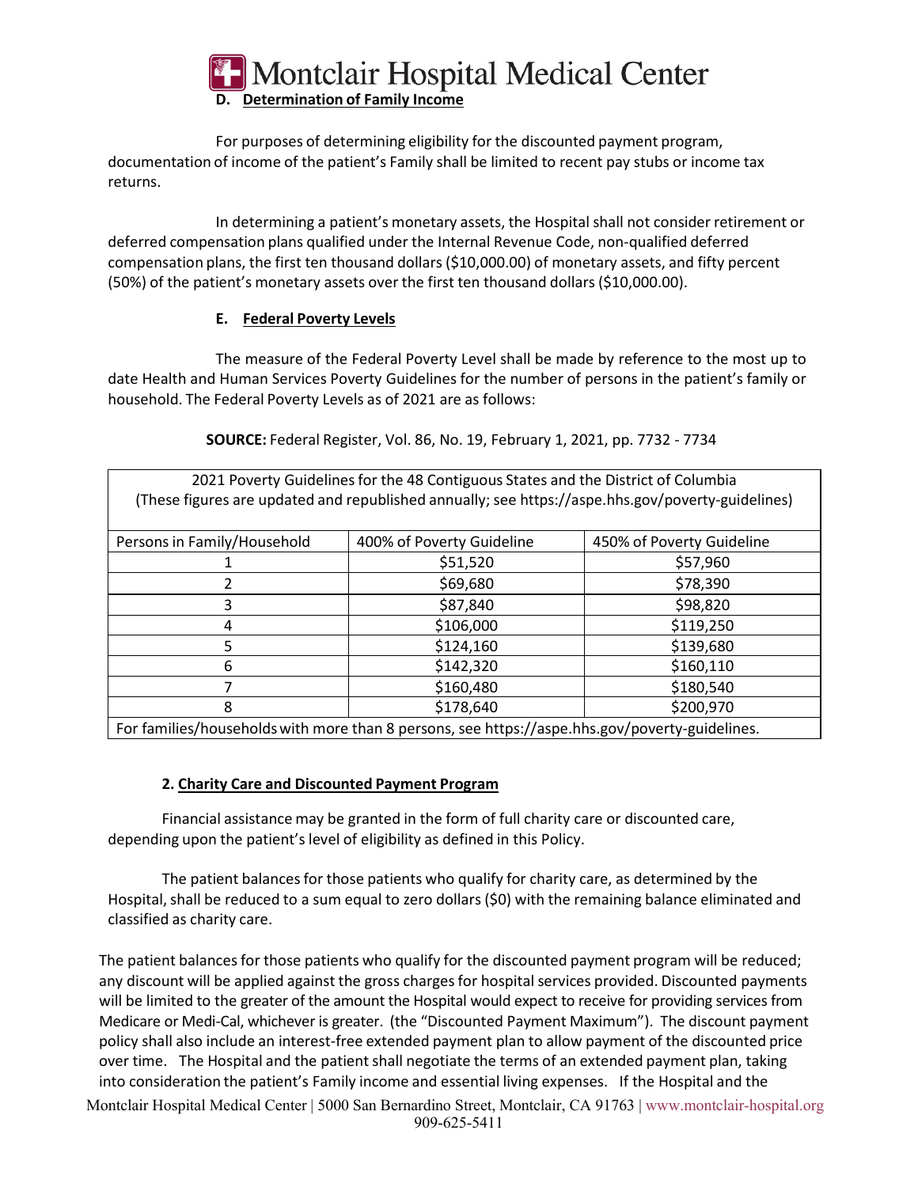### D. Determination of Family Income

For purposes of determining eligibility for the discounted payment program, documentation of income of the patient's Family shall be limited to recent pay stubs or income tax returns.

In determining a patient's monetary assets, the Hospital shall not consider retirement or deferred compensation plans qualified under the Internal Revenue Code, non-qualified deferred compensation plans, the first ten thousand dollars ($10,000.00) of monetary assets, and fifty percent (50%) of the patient's monetary assets over the first ten thousand dollars ($10,000.00).

### E. Federal Poverty Levels

The measure of the Federal Poverty Level shall be made by reference to the most up to date Health and Human Services Poverty Guidelines for the number of persons in the patient's family or household. The Federal Poverty Levels as of 2021 are as follows:

**SOURCE:** Federal Register, Vol. 86, No. 19, February 1, 2021, pp. 7732 - 7734

| 2021 Poverty Guidelines for the 48 Contiguous States and the District of Columbia (These figures are updated and republished annually; see https://aspe.hhs.gov/poverty-guidelines) | | |
|---|---|---|
| Persons in Family/Household | 400% of Poverty Guideline | 450% of Poverty Guideline |
| 1 | $51,520 | $57,960 |
| 2 | $69,680 | $78,390 |
| 3 | $87,840 | $98,820 |
| 4 | $106,000 | $119,250 |
| 5 | $124,160 | $139,680 |
| 6 | $142,320 | $160,110 |
| 7 | $160,480 | $180,540 |
| 8 | $178,640 | $200,970 |
| For families/households with more than 8 persons, see https://aspe.hhs.gov/poverty-guidelines. | | |

### 2. Charity Care and Discounted Payment Program

Financial assistance may be granted in the form of full charity care or discounted care, depending upon the patient's level of eligibility as defined in this Policy.

The patient balances for those patients who qualify for charity care, as determined by the Hospital, shall be reduced to a sum equal to zero dollars ($0) with the remaining balance eliminated and classified as charity care.

The patient balances for those patients who qualify for the discounted payment program will be reduced; any discount will be applied against the gross charges for hospital services provided. Discounted payments will be limited to the greater of the amount the Hospital would expect to receive for providing services from Medicare or Medi-Cal, whichever is greater. (the "Discounted Payment Maximum"). The discount payment policy shall also include an interest-free extended payment plan to allow payment of the discounted price over time. The Hospital and the patient shall negotiate the terms of an extended payment plan, taking into consideration the patient's Family income and essential living expenses. If the Hospital and the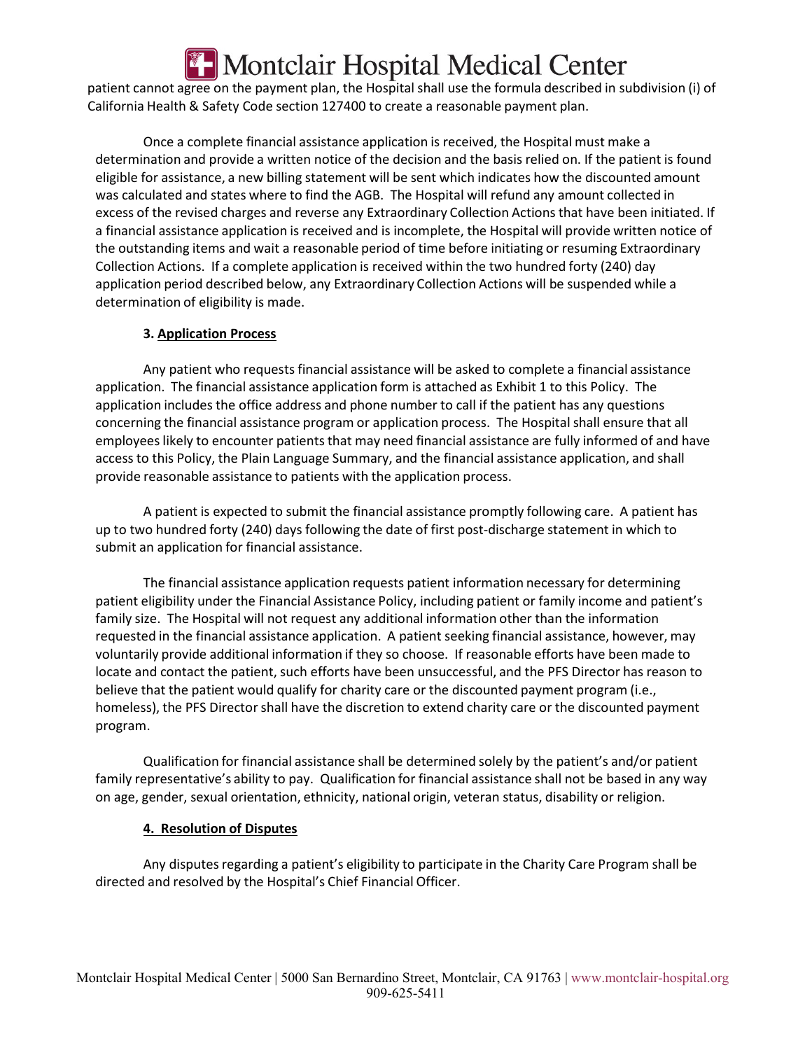patient cannot agree on the payment plan, the Hospital shall use the formula described in subdivision (i) of California Health & Safety Code section 127400 to create a reasonable payment plan.

Once a complete financial assistance application is received, the Hospital must make a determination and provide a written notice of the decision and the basis relied on. If the patient is found eligible for assistance, a new billing statement will be sent which indicates how the discounted amount was calculated and states where to find the AGB. The Hospital will refund any amount collected in excess of the revised charges and reverse any Extraordinary Collection Actions that have been initiated. If a financial assistance application is received and is incomplete, the Hospital will provide written notice of the outstanding items and wait a reasonable period of time before initiating or resuming Extraordinary Collection Actions. If a complete application is received within the two hundred forty (240) day application period described below, any Extraordinary Collection Actions will be suspended while a determination of eligibility is made.

**3. Application Process**

Any patient who requests financial assistance will be asked to complete a financial assistance application. The financial assistance application form is attached as Exhibit 1 to this Policy. The application includes the office address and phone number to call if the patient has any questions concerning the financial assistance program or application process. The Hospital shall ensure that all employees likely to encounter patients that may need financial assistance are fully informed of and have access to this Policy, the Plain Language Summary, and the financial assistance application, and shall provide reasonable assistance to patients with the application process.

A patient is expected to submit the financial assistance promptly following care. A patient has up to two hundred forty (240) days following the date of first post-discharge statement in which to submit an application for financial assistance.

The financial assistance application requests patient information necessary for determining patient eligibility under the Financial Assistance Policy, including patient or family income and patient's family size. The Hospital will not request any additional information other than the information requested in the financial assistance application. A patient seeking financial assistance, however, may voluntarily provide additional information if they so choose. If reasonable efforts have been made to locate and contact the patient, such efforts have been unsuccessful, and the PFS Director has reason to believe that the patient would qualify for charity care or the discounted payment program (i.e., homeless), the PFS Director shall have the discretion to extend charity care or the discounted payment program.

Qualification for financial assistance shall be determined solely by the patient's and/or patient family representative's ability to pay. Qualification for financial assistance shall not be based in any way on age, gender, sexual orientation, ethnicity, national origin, veteran status, disability or religion.

**4. Resolution of Disputes**

Any disputes regarding a patient's eligibility to participate in the Charity Care Program shall be directed and resolved by the Hospital's Chief Financial Officer.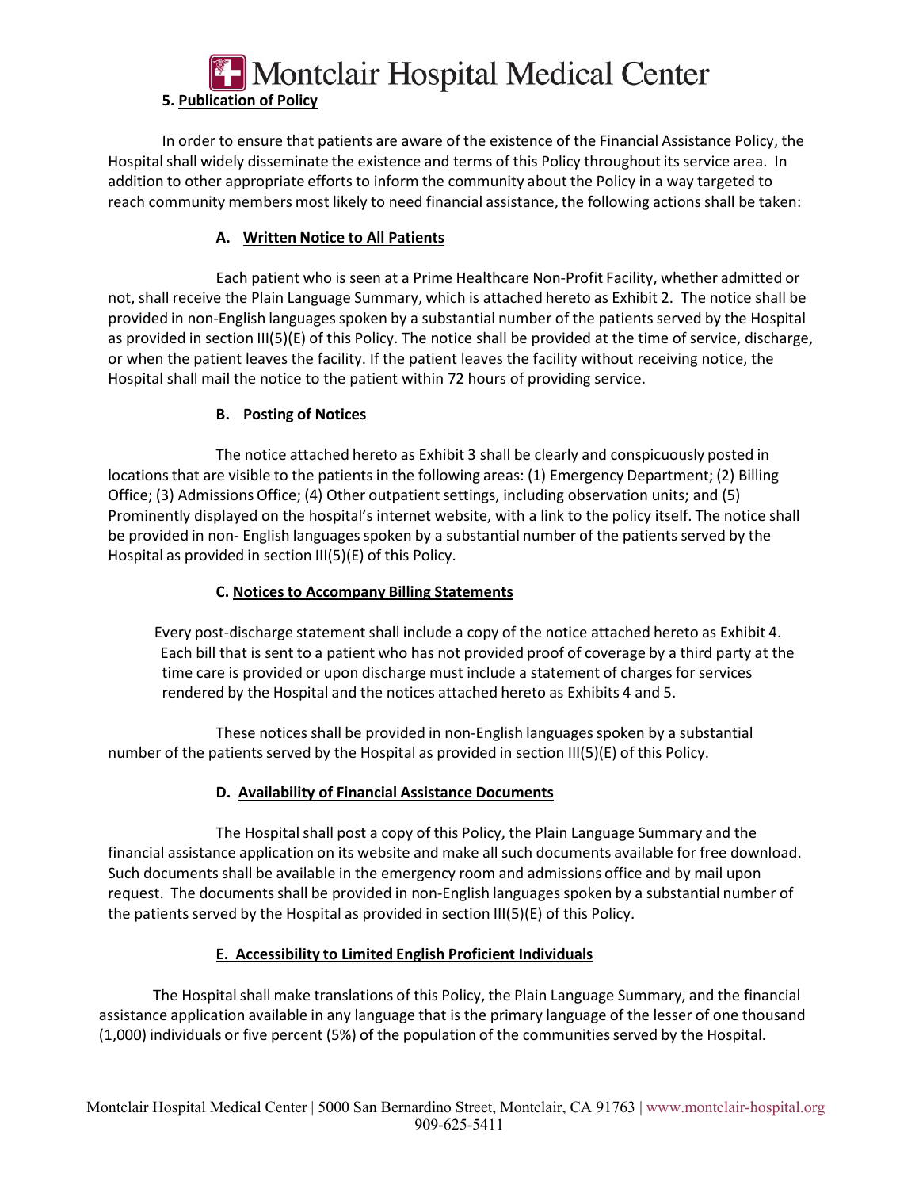### 5. Publication of Policy

In order to ensure that patients are aware of the existence of the Financial Assistance Policy, the Hospital shall widely disseminate the existence and terms of this Policy throughout its service area. In addition to other appropriate efforts to inform the community about the Policy in a way targeted to reach community members most likely to need financial assistance, the following actions shall be taken:

#### A. Written Notice to All Patients

Each patient who is seen at a Prime Healthcare Non-Profit Facility, whether admitted or not, shall receive the Plain Language Summary, which is attached hereto as Exhibit 2. The notice shall be provided in non-English languages spoken by a substantial number of the patients served by the Hospital as provided in section III(5)(E) of this Policy. The notice shall be provided at the time of service, discharge, or when the patient leaves the facility. If the patient leaves the facility without receiving notice, the Hospital shall mail the notice to the patient within 72 hours of providing service.

#### B. Posting of Notices

The notice attached hereto as Exhibit 3 shall be clearly and conspicuously posted in locations that are visible to the patients in the following areas: (1) Emergency Department; (2) Billing Office; (3) Admissions Office; (4) Other outpatient settings, including observation units; and (5) Prominently displayed on the hospital's internet website, with a link to the policy itself. The notice shall be provided in non- English languages spoken by a substantial number of the patients served by the Hospital as provided in section III(5)(E) of this Policy.

#### C. Notices to Accompany Billing Statements

Every post-discharge statement shall include a copy of the notice attached hereto as Exhibit 4. Each bill that is sent to a patient who has not provided proof of coverage by a third party at the time care is provided or upon discharge must include a statement of charges for services rendered by the Hospital and the notices attached hereto as Exhibits 4 and 5.

These notices shall be provided in non-English languages spoken by a substantial number of the patients served by the Hospital as provided in section III(5)(E) of this Policy.

#### D. Availability of Financial Assistance Documents

The Hospital shall post a copy of this Policy, the Plain Language Summary and the financial assistance application on its website and make all such documents available for free download. Such documents shall be available in the emergency room and admissions office and by mail upon request. The documents shall be provided in non-English languages spoken by a substantial number of the patients served by the Hospital as provided in section III(5)(E) of this Policy.

#### E. Accessibility to Limited English Proficient Individuals

The Hospital shall make translations of this Policy, the Plain Language Summary, and the financial assistance application available in any language that is the primary language of the lesser of one thousand (1,000) individuals or five percent (5%) of the population of the communities served by the Hospital.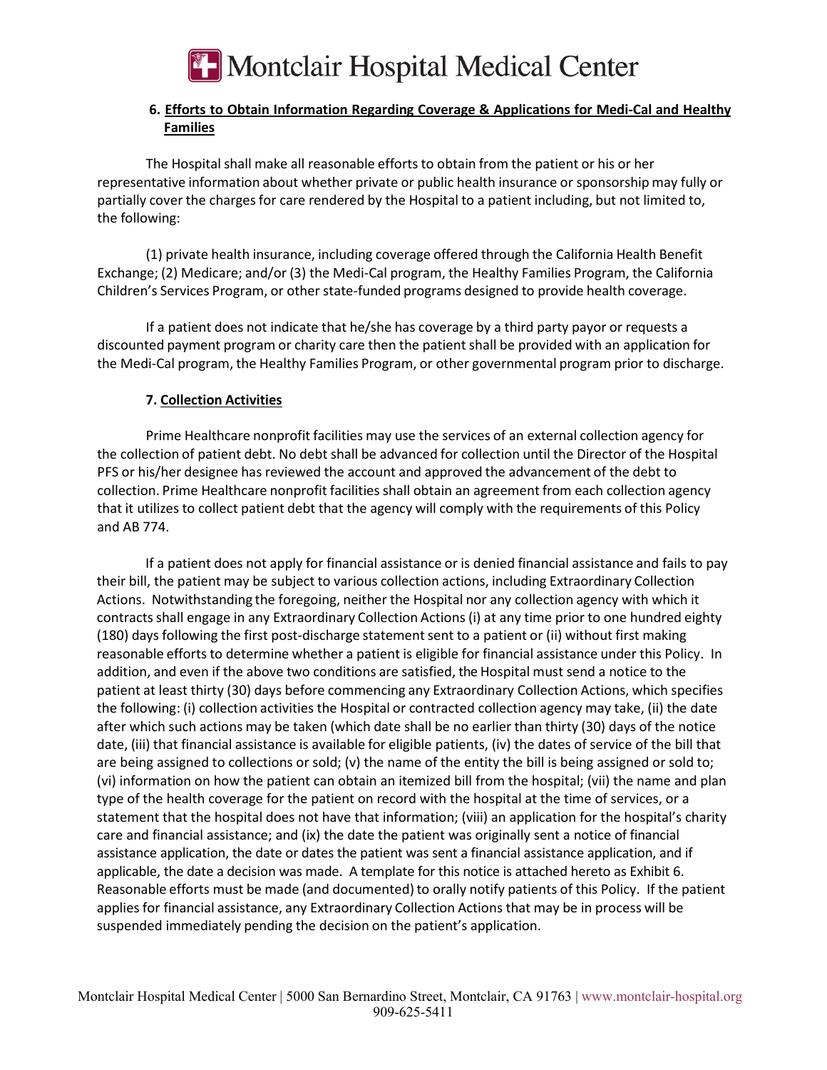## 6. Efforts to Obtain Information Regarding Coverage & Applications for Medi-Cal and Healthy Families

The Hospital shall make all reasonable efforts to obtain from the patient or his or her representative information about whether private or public health insurance or sponsorship may fully or partially cover the charges for care rendered by the Hospital to a patient including, but not limited to, the following:

(1) private health insurance, including coverage offered through the California Health Benefit Exchange; (2) Medicare; and/or (3) the Medi-Cal program, the Healthy Families Program, the California Children's Services Program, or other state-funded programs designed to provide health coverage.

If a patient does not indicate that he/she has coverage by a third party payor or requests a discounted payment program or charity care then the patient shall be provided with an application for the Medi-Cal program, the Healthy Families Program, or other governmental program prior to discharge.

## 7. Collection Activities

Prime Healthcare nonprofit facilities may use the services of an external collection agency for the collection of patient debt. No debt shall be advanced for collection until the Director of the Hospital PFS or his/her designee has reviewed the account and approved the advancement of the debt to collection. Prime Healthcare nonprofit facilities shall obtain an agreement from each collection agency that it utilizes to collect patient debt that the agency will comply with the requirements of this Policy and AB 774.

If a patient does not apply for financial assistance or is denied financial assistance and fails to pay their bill, the patient may be subject to various collection actions, including Extraordinary Collection Actions. Notwithstanding the foregoing, neither the Hospital nor any collection agency with which it contracts shall engage in any Extraordinary Collection Actions (i) at any time prior to one hundred eighty (180) days following the first post-discharge statement sent to a patient or (ii) without first making reasonable efforts to determine whether a patient is eligible for financial assistance under this Policy. In addition, and even if the above two conditions are satisfied, the Hospital must send a notice to the patient at least thirty (30) days before commencing any Extraordinary Collection Actions, which specifies the following: (i) collection activities the Hospital or contracted collection agency may take, (ii) the date after which such actions may be taken (which date shall be no earlier than thirty (30) days of the notice date, (iii) that financial assistance is available for eligible patients, (iv) the dates of service of the bill that are being assigned to collections or sold; (v) the name of the entity the bill is being assigned or sold to; (vi) information on how the patient can obtain an itemized bill from the hospital; (vii) the name and plan type of the health coverage for the patient on record with the hospital at the time of services, or a statement that the hospital does not have that information; (viii) an application for the hospital's charity care and financial assistance; and (ix) the date the patient was originally sent a notice of financial assistance application, the date or dates the patient was sent a financial assistance application, and if applicable, the date a decision was made. A template for this notice is attached hereto as Exhibit 6. Reasonable efforts must be made (and documented) to orally notify patients of this Policy. If the patient applies for financial assistance, any Extraordinary Collection Actions that may be in process will be suspended immediately pending the decision on the patient's application.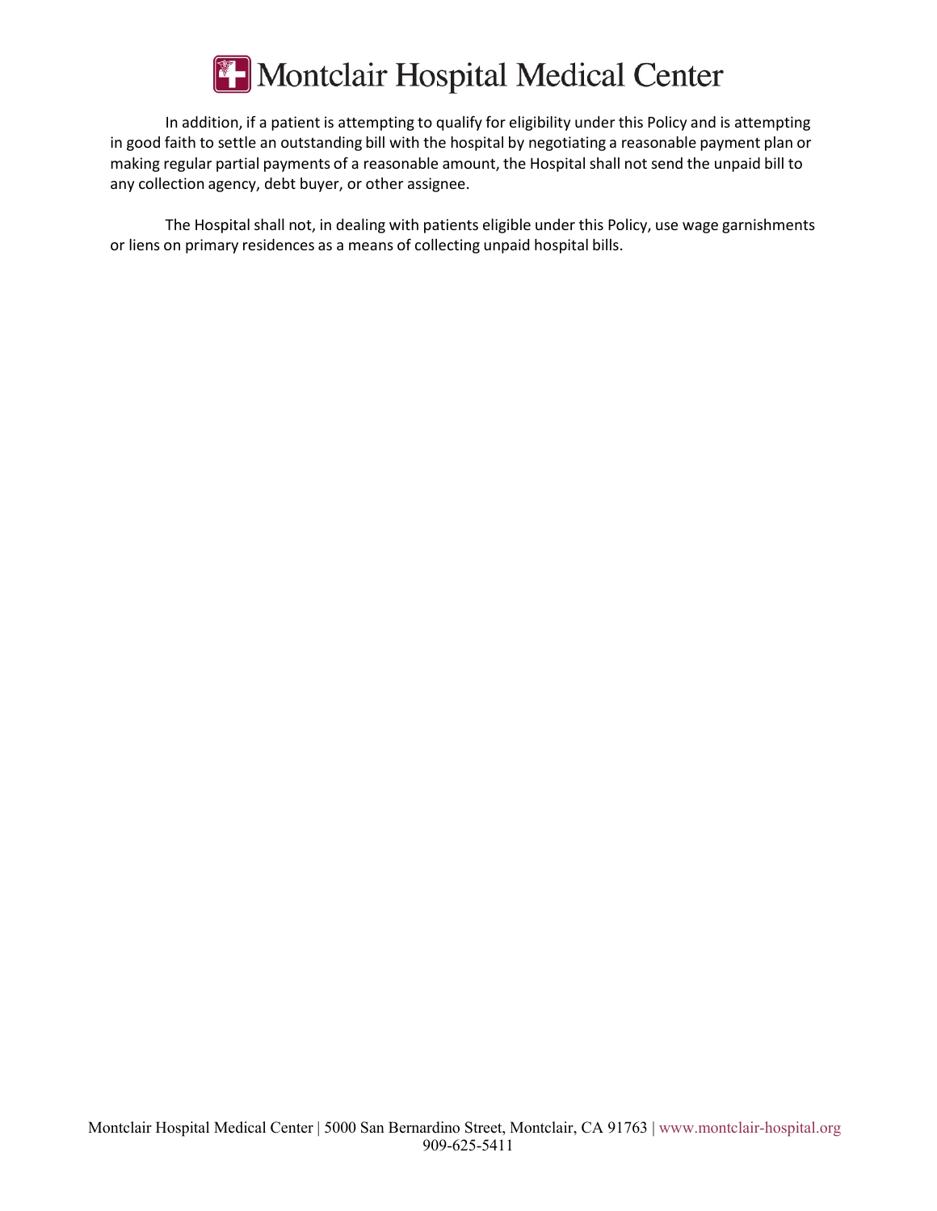In addition, if a patient is attempting to qualify for eligibility under this Policy and is attempting in good faith to settle an outstanding bill with the hospital by negotiating a reasonable payment plan or making regular partial payments of a reasonable amount, the Hospital shall not send the unpaid bill to any collection agency, debt buyer, or other assignee.

The Hospital shall not, in dealing with patients eligible under this Policy, use wage garnishments or liens on primary residences as a means of collecting unpaid hospital bills.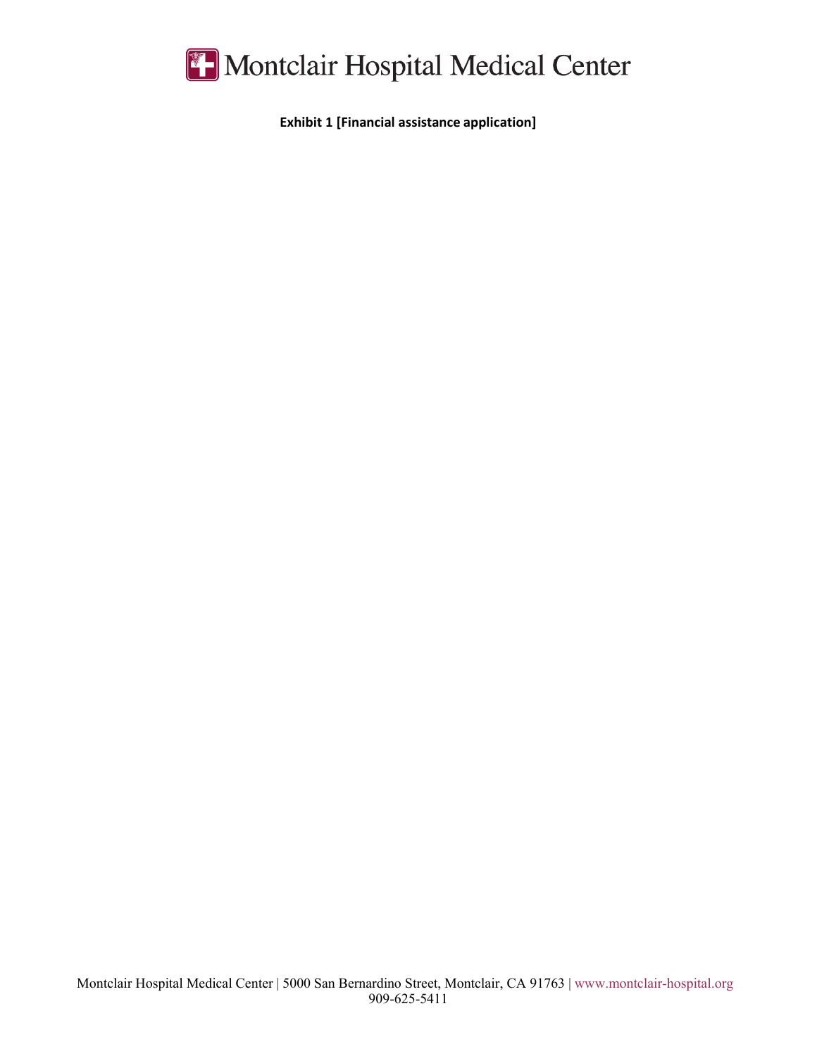**Exhibit 1 [Financial assistance application]**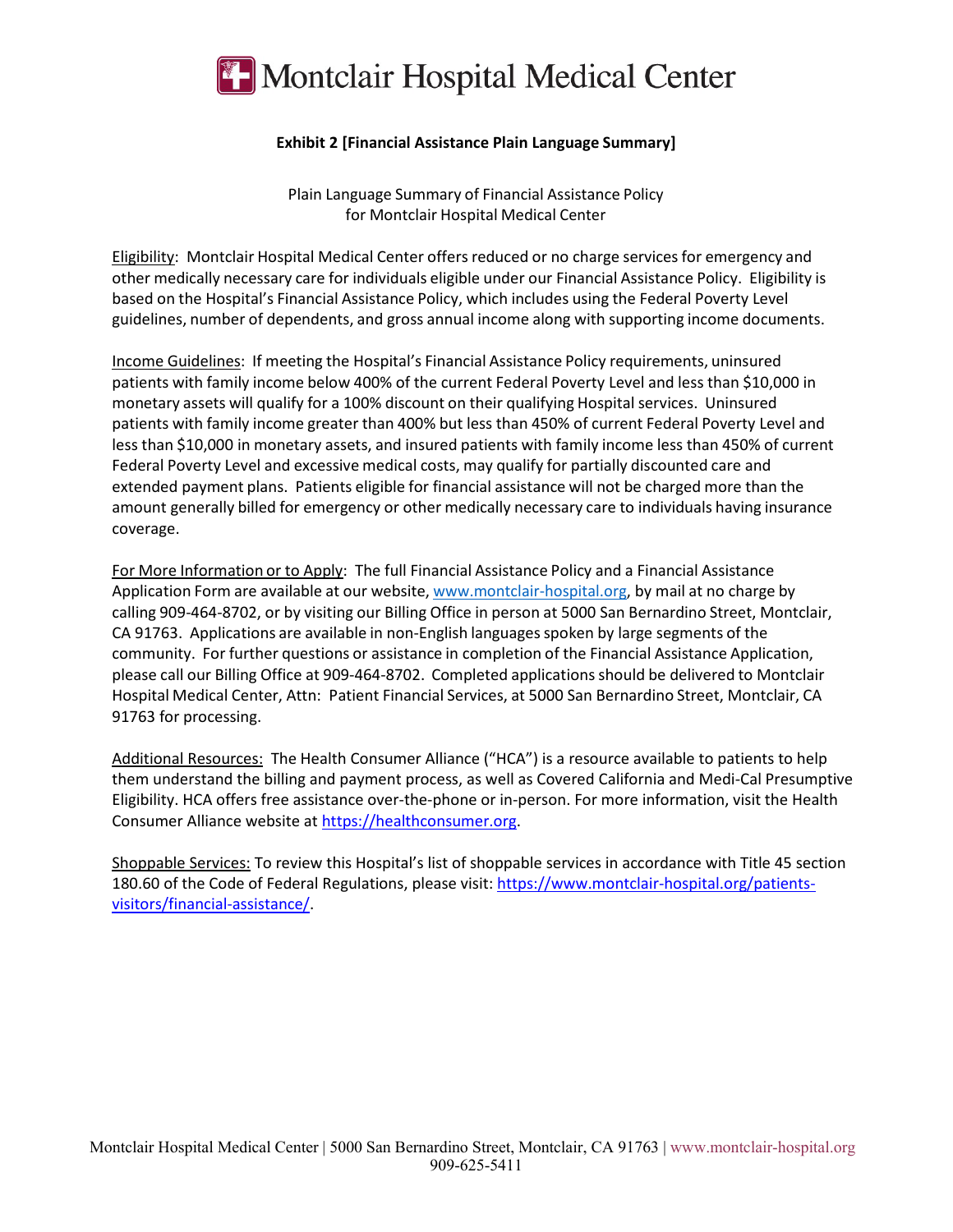# Montclair Hospital Medical Center

**Exhibit 2 [Financial Assistance Plain Language Summary]**

Plain Language Summary of Financial Assistance Policy
for Montclair Hospital Medical Center

Eligibility: Montclair Hospital Medical Center offers reduced or no charge services for emergency and other medically necessary care for individuals eligible under our Financial Assistance Policy. Eligibility is based on the Hospital's Financial Assistance Policy, which includes using the Federal Poverty Level guidelines, number of dependents, and gross annual income along with supporting income documents.

Income Guidelines: If meeting the Hospital's Financial Assistance Policy requirements, uninsured patients with family income below 400% of the current Federal Poverty Level and less than $10,000 in monetary assets will qualify for a 100% discount on their qualifying Hospital services. Uninsured patients with family income greater than 400% but less than 450% of current Federal Poverty Level and less than $10,000 in monetary assets, and insured patients with family income less than 450% of current Federal Poverty Level and excessive medical costs, may qualify for partially discounted care and extended payment plans. Patients eligible for financial assistance will not be charged more than the amount generally billed for emergency or other medically necessary care to individuals having insurance coverage.

For More Information or to Apply: The full Financial Assistance Policy and a Financial Assistance Application Form are available at our website, www.montclair-hospital.org, by mail at no charge by calling 909-464-8702, or by visiting our Billing Office in person at 5000 San Bernardino Street, Montclair, CA 91763. Applications are available in non-English languages spoken by large segments of the community. For further questions or assistance in completion of the Financial Assistance Application, please call our Billing Office at 909-464-8702. Completed applications should be delivered to Montclair Hospital Medical Center, Attn: Patient Financial Services, at 5000 San Bernardino Street, Montclair, CA 91763 for processing.

Additional Resources: The Health Consumer Alliance ("HCA") is a resource available to patients to help them understand the billing and payment process, as well as Covered California and Medi-Cal Presumptive Eligibility. HCA offers free assistance over-the-phone or in-person. For more information, visit the Health Consumer Alliance website at https://healthconsumer.org.

Shoppable Services: To review this Hospital's list of shoppable services in accordance with Title 45 section 180.60 of the Code of Federal Regulations, please visit: https://www.montclair-hospital.org/patients-visitors/financial-assistance/.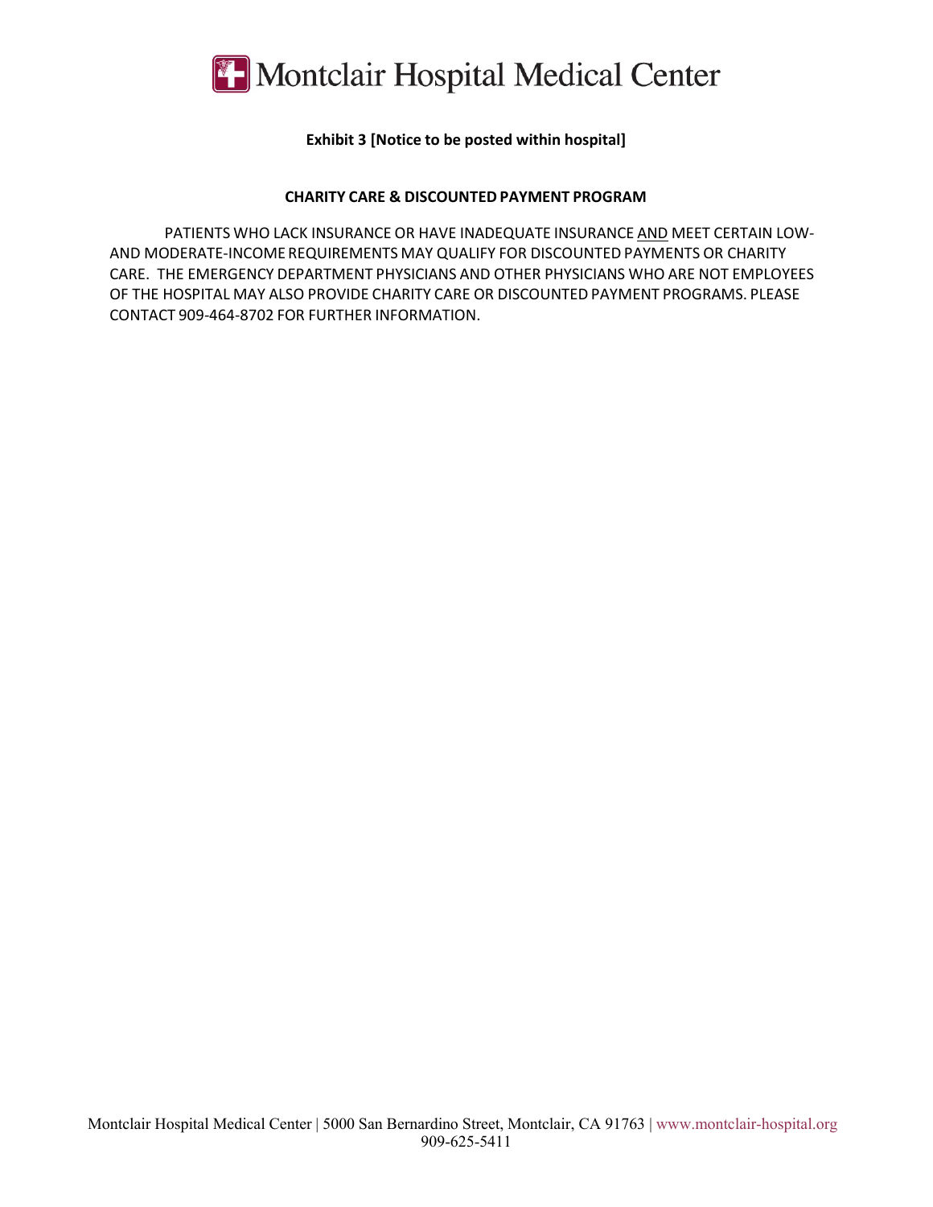**Exhibit 3 [Notice to be posted within hospital]**

**CHARITY CARE & DISCOUNTED PAYMENT PROGRAM**

PATIENTS WHO LACK INSURANCE OR HAVE INADEQUATE INSURANCE AND MEET CERTAIN LOW- AND MODERATE-INCOME REQUIREMENTS MAY QUALIFY FOR DISCOUNTED PAYMENTS OR CHARITY CARE. THE EMERGENCY DEPARTMENT PHYSICIANS AND OTHER PHYSICIANS WHO ARE NOT EMPLOYEES OF THE HOSPITAL MAY ALSO PROVIDE CHARITY CARE OR DISCOUNTED PAYMENT PROGRAMS. PLEASE CONTACT 909-464-8702 FOR FURTHER INFORMATION.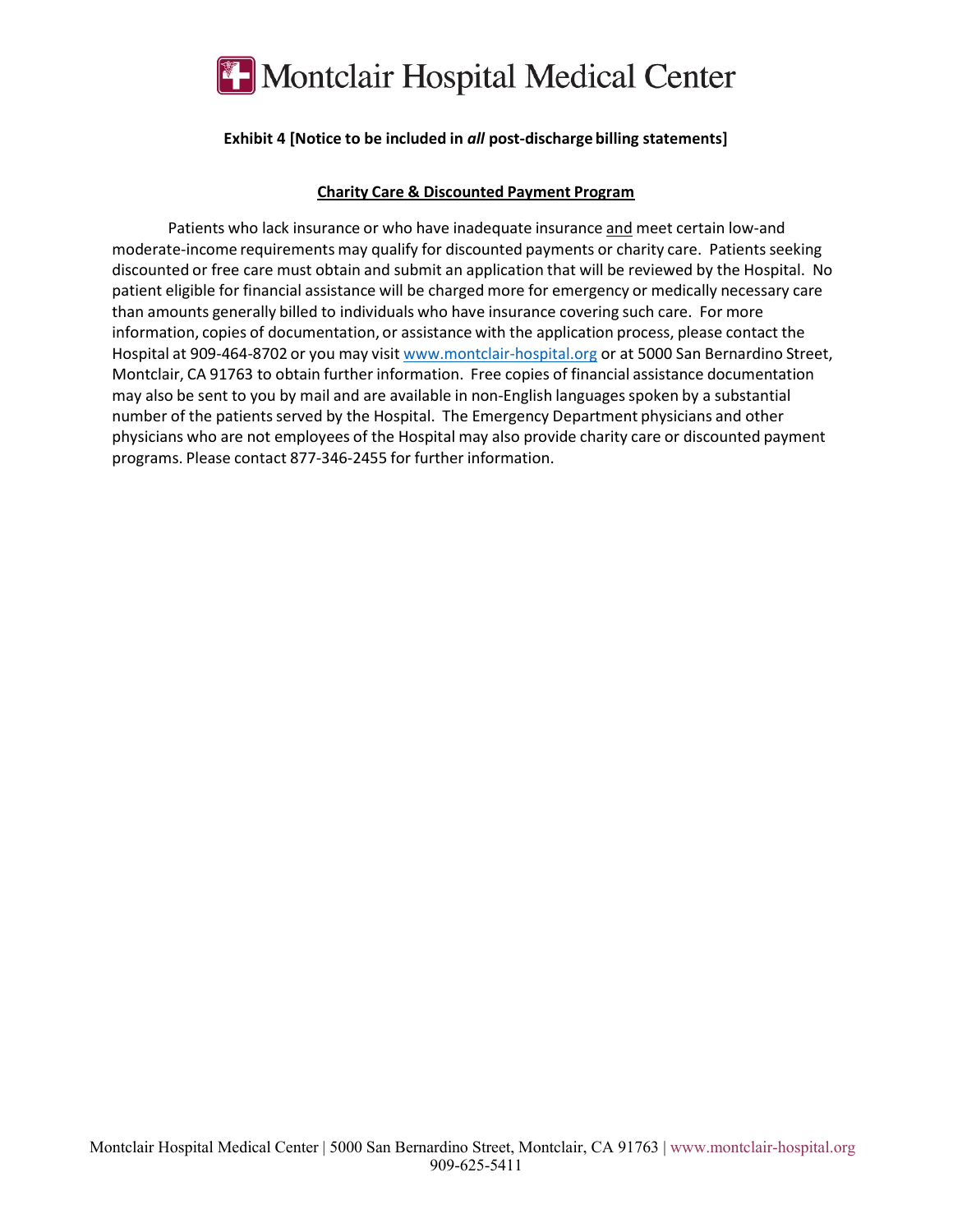**Exhibit 4 [Notice to be included in *all* post-discharge billing statements]**

**Charity Care & Discounted Payment Program**

Patients who lack insurance or who have inadequate insurance and meet certain low-and moderate-income requirements may qualify for discounted payments or charity care. Patients seeking discounted or free care must obtain and submit an application that will be reviewed by the Hospital. No patient eligible for financial assistance will be charged more for emergency or medically necessary care than amounts generally billed to individuals who have insurance covering such care. For more information, copies of documentation, or assistance with the application process, please contact the Hospital at 909-464-8702 or you may visit www.montclair-hospital.org or at 5000 San Bernardino Street, Montclair, CA 91763 to obtain further information. Free copies of financial assistance documentation may also be sent to you by mail and are available in non-English languages spoken by a substantial number of the patients served by the Hospital. The Emergency Department physicians and other physicians who are not employees of the Hospital may also provide charity care or discounted payment programs. Please contact 877-346-2455 for further information.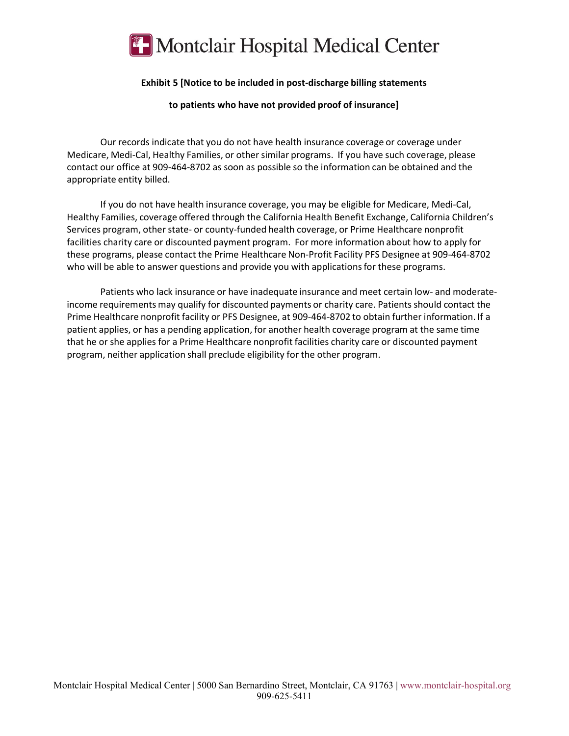**Exhibit 5 [Notice to be included in post-discharge billing statements to patients who have not provided proof of insurance]**

Our records indicate that you do not have health insurance coverage or coverage under Medicare, Medi-Cal, Healthy Families, or other similar programs. If you have such coverage, please contact our office at 909-464-8702 as soon as possible so the information can be obtained and the appropriate entity billed.

If you do not have health insurance coverage, you may be eligible for Medicare, Medi-Cal, Healthy Families, coverage offered through the California Health Benefit Exchange, California Children's Services program, other state- or county-funded health coverage, or Prime Healthcare nonprofit facilities charity care or discounted payment program. For more information about how to apply for these programs, please contact the Prime Healthcare Non-Profit Facility PFS Designee at 909-464-8702 who will be able to answer questions and provide you with applications for these programs.

Patients who lack insurance or have inadequate insurance and meet certain low- and moderate-income requirements may qualify for discounted payments or charity care. Patients should contact the Prime Healthcare nonprofit facility or PFS Designee, at 909-464-8702 to obtain further information. If a patient applies, or has a pending application, for another health coverage program at the same time that he or she applies for a Prime Healthcare nonprofit facilities charity care or discounted payment program, neither application shall preclude eligibility for the other program.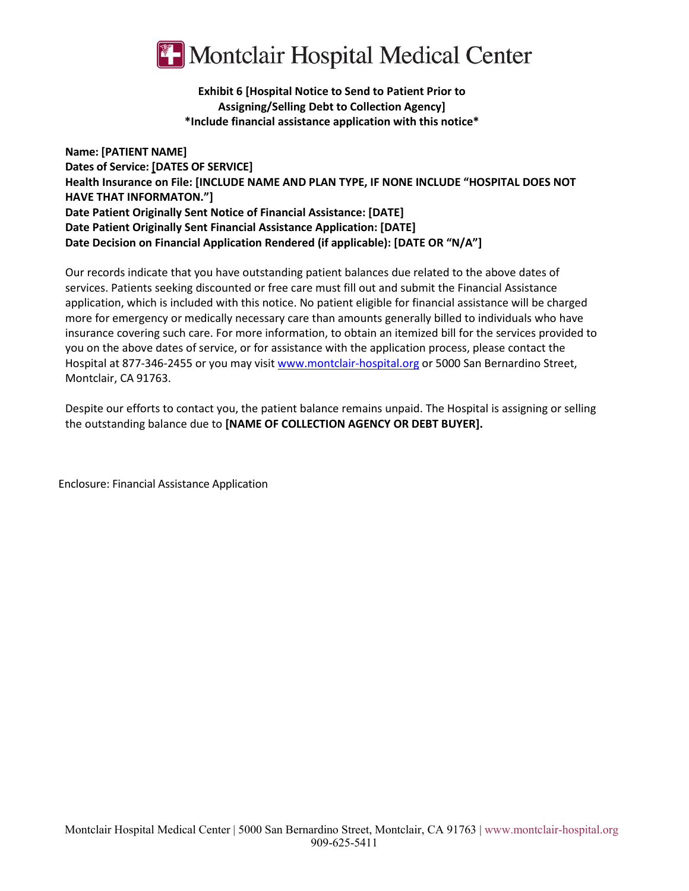Montclair Hospital Medical Center

**Exhibit 6 [Hospital Notice to Send to Patient Prior to Assigning/Selling Debt to Collection Agency]**
**\*Include financial assistance application with this notice\***

**Name: [PATIENT NAME]**
**Dates of Service: [DATES OF SERVICE]**
**Health Insurance on File: [INCLUDE NAME AND PLAN TYPE, IF NONE INCLUDE "HOSPITAL DOES NOT HAVE THAT INFORMATON."]**
**Date Patient Originally Sent Notice of Financial Assistance: [DATE]**
**Date Patient Originally Sent Financial Assistance Application: [DATE]**
**Date Decision on Financial Application Rendered (if applicable): [DATE OR "N/A"]**

Our records indicate that you have outstanding patient balances due related to the above dates of services. Patients seeking discounted or free care must fill out and submit the Financial Assistance application, which is included with this notice. No patient eligible for financial assistance will be charged more for emergency or medically necessary care than amounts generally billed to individuals who have insurance covering such care. For more information, to obtain an itemized bill for the services provided to you on the above dates of service, or for assistance with the application process, please contact the Hospital at 877-346-2455 or you may visit www.montclair-hospital.org or 5000 San Bernardino Street, Montclair, CA 91763.

Despite our efforts to contact you, the patient balance remains unpaid. The Hospital is assigning or selling the outstanding balance due to **[NAME OF COLLECTION AGENCY OR DEBT BUYER].**

Enclosure: Financial Assistance Application

Montclair Hospital Medical Center | 5000 San Bernardino Street, Montclair, CA 91763 | www.montclair-hospital.org
909-625-5411